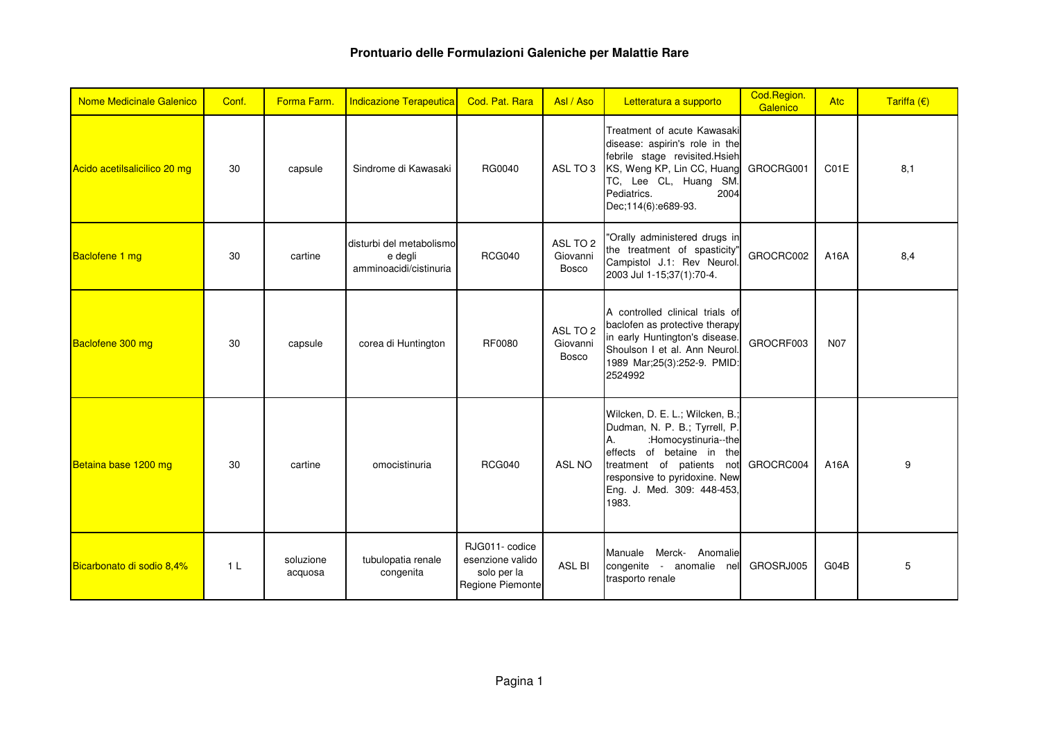# Prontuario delle Formulazioni Galeniche per Malattie Rare

| Nome Medicinale Galenico | Conf. | Forma Farm. | Indicazione Terapeutica | Cod. Pat. Rara | Asl / Aso | Letteratura a supporto | Cod.Region. Galenico | Atc | Tariffa (€) |
|---|---|---|---|---|---|---|---|---|---|
| Acido acetilsalicilico 20 mg | 30 | capsule | Sindrome di Kawasaki | RG0040 | ASL TO 3 | Treatment of acute Kawasaki disease: aspirin's role in the febrile stage revisited.Hsieh KS, Weng KP, Lin CC, Huang TC, Lee CL, Huang SM. Pediatrics. 2004 Dec;114(6):e689-93. | GROCRG001 | C01E | 8,1 |
| Baclofene 1 mg | 30 | cartine | disturbi del metabolismo e degli amminoacidi/cistinuria | RCG040 | ASL TO 2 Giovanni Bosco | "Orally administered drugs in the treatment of spasticity" Campistol J.1: Rev Neurol. 2003 Jul 1-15;37(1):70-4. | GROCRC002 | A16A | 8,4 |
| Baclofene 300 mg | 30 | capsule | corea di Huntington | RF0080 | ASL TO 2 Giovanni Bosco | A controlled clinical trials of baclofen as protective therapy in early Huntington's disease. Shoulson I et al. Ann Neurol. 1989 Mar;25(3):252-9. PMID: 2524992 | GROCRF003 | N07 | |
| Betaina base 1200 mg | 30 | cartine | omocistinuria | RCG040 | ASL NO | Wilcken, D. E. L.; Wilcken, B.; Dudman, N. P. B.; Tyrrell, P. A. :Homocystinuria--the effects of betaine in the treatment of patients not responsive to pyridoxine. New Eng. J. Med. 309: 448-453, 1983. | GROCRC004 | A16A | 9 |
| Bicarbonato di sodio 8,4% | 1 L | soluzione acquosa | tubulopatia renale congenita | RJG011- codice esenzione valido solo per la Regione Piemonte | ASL BI | Manuale Merck- Anomalie congenite - anomalie nel trasporto renale | GROSRJ005 | G04B | 5 |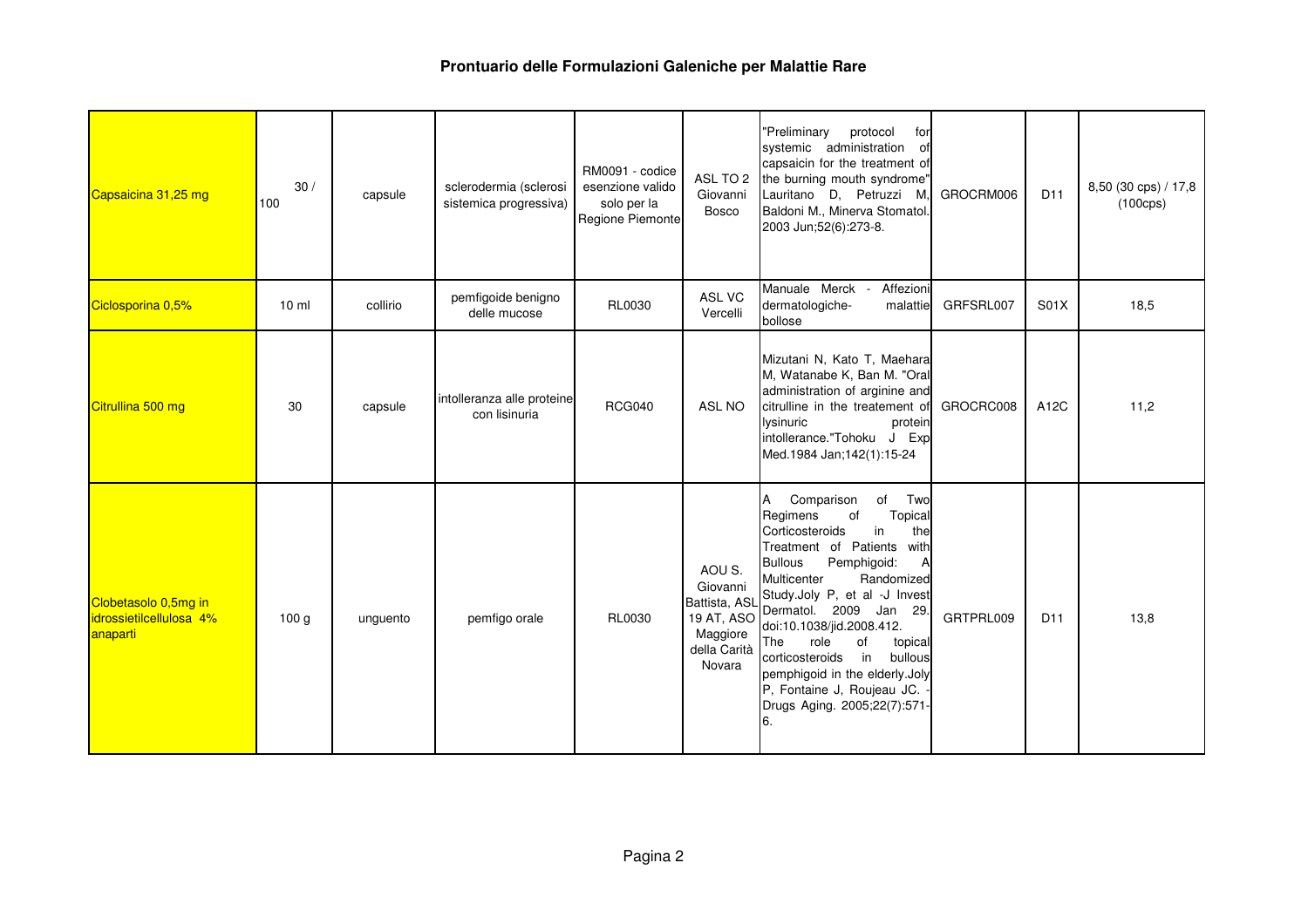# Prontuario delle Formulazioni Galeniche per Malattie Rare

| | | | | | | | | | |
|---|---|---|---|---|---|---|---|---|---|
| Capsaicina 31,25 mg | 30 / 100 | capsule | sclerodermia (sclerosi sistemica progressiva) | RM0091 - codice esenzione valido solo per la Regione Piemonte | ASL TO 2 Giovanni Bosco | "Preliminary protocol for systemic administration of capsaicin for the treatment of the burning mouth syndrome" Lauritano D, Petruzzi M, Baldoni M., Minerva Stomatol. 2003 Jun;52(6):273-8. | GROCRM006 | D11 | 8,50 (30 cps) / 17,8 (100cps) |
| Ciclosporina 0,5% | 10 ml | collirio | pemfigoide benigno delle mucose | RL0030 | ASL VC Vercelli | Manuale Merck - Affezioni dermatologiche- malattie bollose | GRFSRL007 | S01X | 18,5 |
| Citrullina 500 mg | 30 | capsule | intolleranza alle proteine con lisinuria | RCG040 | ASL NO | Mizutani N, Kato T, Maehara M, Watanabe K, Ban M. "Oral administration of arginine and citrulline in the treatement of lysinuric protein intollerance."Tohoku J Exp Med.1984 Jan;142(1):15-24 | GROCRC008 | A12C | 11,2 |
| Clobetasolo 0,5mg in idrossietilcellulosa 4% anaparti | 100 g | unguento | pemfigo orale | RL0030 | AOU S. Giovanni Battista, ASL 19 AT, ASO Maggiore della Carità Novara | A Comparison of Two Regimens of Topical Corticosteroids in the Treatment of Patients with Bullous Pemphigoid: A Multicenter Randomized Study.Joly P, et al -J Invest Dermatol. 2009 Jan 29. doi:10.1038/jid.2008.412. The role of topical corticosteroids in bullous pemphigoid in the elderly.Joly P, Fontaine J, Roujeau JC. -Drugs Aging. 2005;22(7):571-6. | GRTPRL009 | D11 | 13,8 |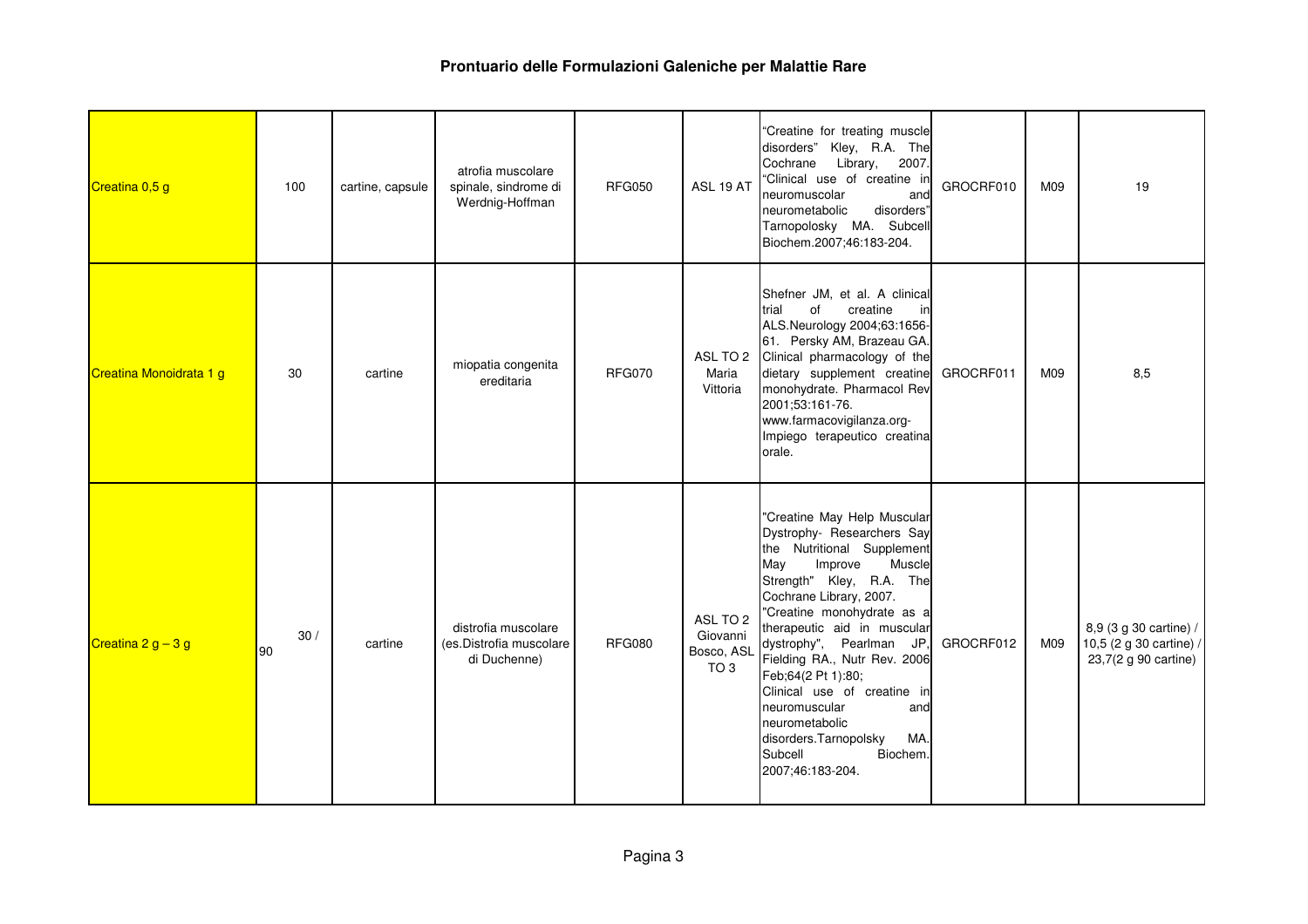# Prontuario delle Formulazioni Galeniche per Malattie Rare

| | | | | | | | | | |
|---|---|---|---|---|---|---|---|---|---|
| Creatina 0,5 g | 100 | cartine, capsule | atrofia muscolare spinale, sindrome di Werdnig-Hoffman | RFG050 | ASL 19 AT | "Creatine for treating muscle disorders" Kley, R.A. The Cochrane Library, 2007. "Clinical use of creatine in neuromuscolar and neurometabolic disorders" Tarnopolosky MA. Subcell Biochem.2007;46:183-204. | GROCRF010 | M09 | 19 |
| Creatina Monoidrata 1 g | 30 | cartine | miopatia congenita ereditaria | RFG070 | ASL TO 2 Maria Vittoria | Shefner JM, et al. A clinical trial of creatine in ALS.Neurology 2004;63:1656-61. Persky AM, Brazeau GA. Clinical pharmacology of the dietary supplement creatine monohydrate. Pharmacol Rev 2001;53:161-76. www.farmacovigilanza.org-Impiego terapeutico creatina orale. | GROCRF011 | M09 | 8,5 |
| Creatina 2 g – 3 g | 30 / 90 | cartine | distrofia muscolare (es.Distrofia muscolare di Duchenne) | RFG080 | ASL TO 2 Giovanni Bosco, ASL TO 3 | "Creatine May Help Muscular Dystrophy- Researchers Say the Nutritional Supplement May Improve Muscle Strength" Kley, R.A. The Cochrane Library, 2007. "Creatine monohydrate as a therapeutic aid in muscular dystrophy", Pearlman JP, Fielding RA., Nutr Rev. 2006 Feb;64(2 Pt 1):80; Clinical use of creatine in neuromuscular and neurometabolic disorders.Tarnopolsky MA. Subcell Biochem. 2007;46:183-204. | GROCRF012 | M09 | 8,9 (3 g 30 cartine) / 10,5 (2 g 30 cartine) / 23,7(2 g 90 cartine) |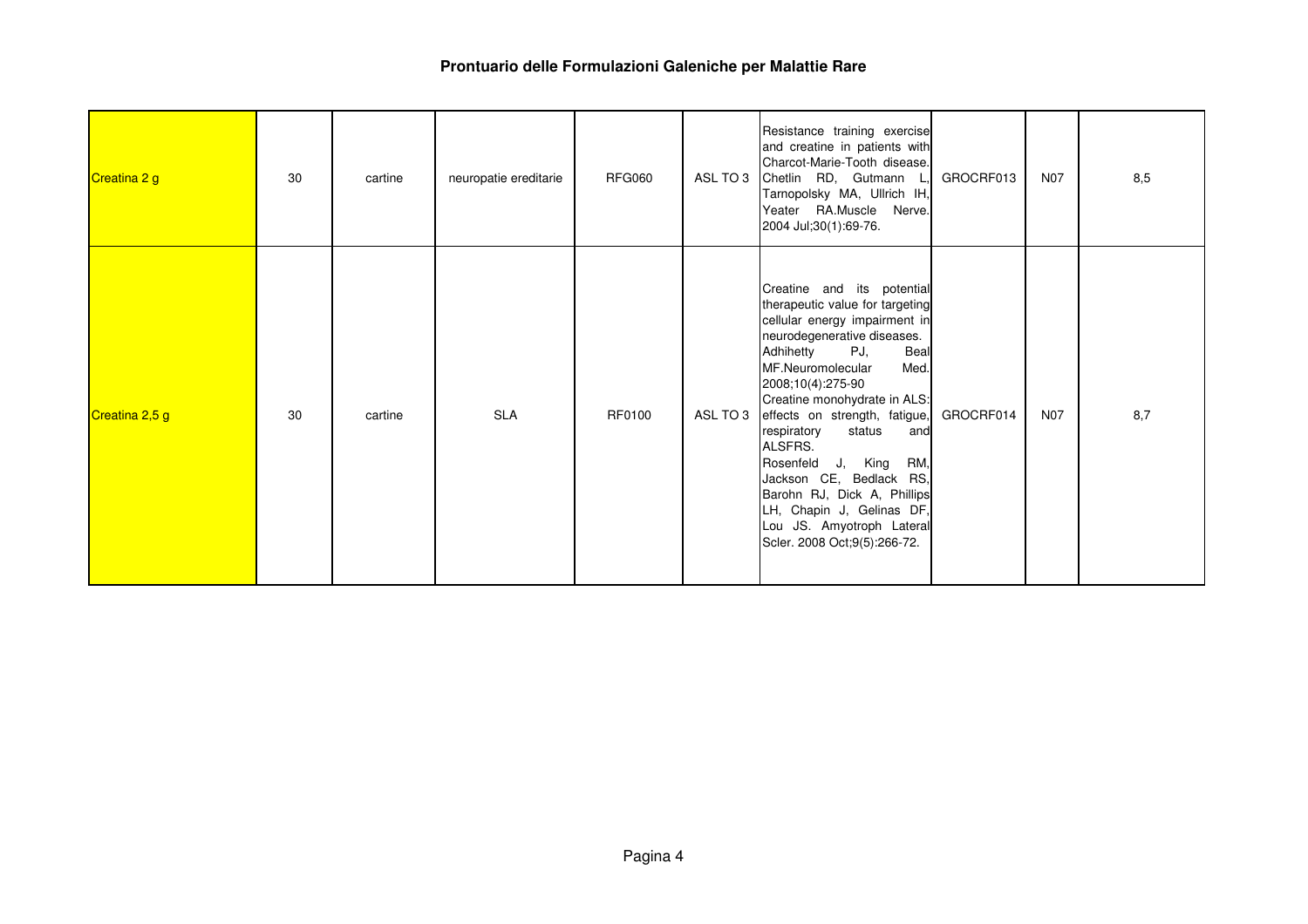**Prontuario delle Formulazioni Galeniche per Malattie Rare**

| | | | | | | | | | |
|---|---|---|---|---|---|---|---|---|---|
| Creatina 2 g | 30 | cartine | neuropatie ereditarie | RFG060 | ASL TO 3 | Resistance training exercise and creatine in patients with Charcot-Marie-Tooth disease. Chetlin RD, Gutmann L, Tarnopolsky MA, Ullrich IH, Yeater RA.Muscle Nerve. 2004 Jul;30(1):69-76. | GROCRF013 | N07 | 8,5 |
| Creatina 2,5 g | 30 | cartine | SLA | RF0100 | ASL TO 3 | Creatine and its potential therapeutic value for targeting cellular energy impairment in neurodegenerative diseases. Adhihetty PJ, Beal MF.Neuromolecular Med. 2008;10(4):275-90 Creatine monohydrate in ALS: effects on strength, fatigue, respiratory status and ALSFRS. Rosenfeld J, King RM, Jackson CE, Bedlack RS, Barohn RJ, Dick A, Phillips LH, Chapin J, Gelinas DF, Lou JS. Amyotroph Lateral Scler. 2008 Oct;9(5):266-72. | GROCRF014 | N07 | 8,7 |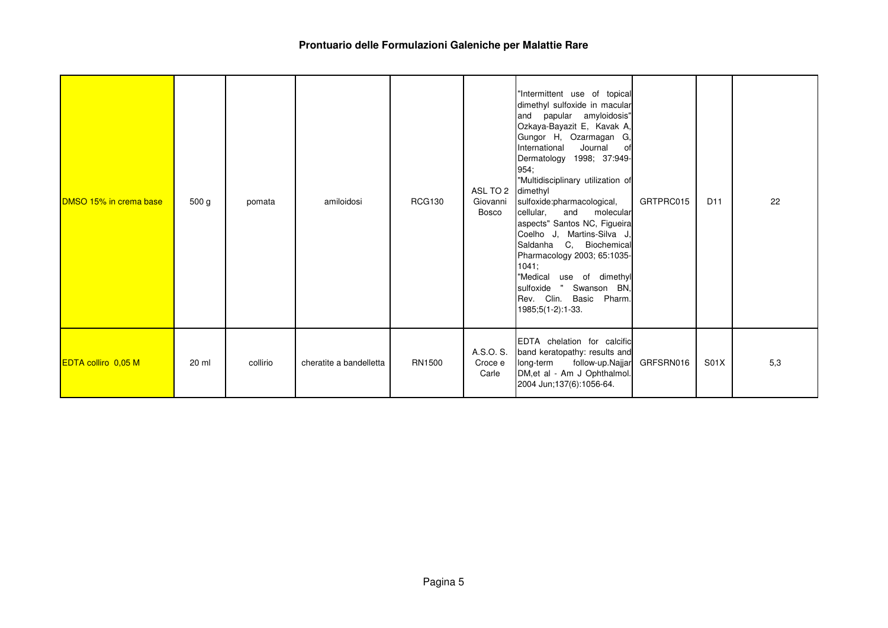## Prontuario delle Formulazioni Galeniche per Malattie Rare

| | | | | | | | | | |
|---|---|---|---|---|---|---|---|---|---|
| DMSO 15% in crema base | 500 g | pomata | amiloidosi | RCG130 | ASL TO 2 Giovanni Bosco | "Intermittent use of topical dimethyl sulfoxide in macular and papular amyloidosis" Ozkaya-Bayazit E, Kavak A, Gungor H, Ozarmagan G, International Journal of Dermatology 1998; 37:949-954; "Multidisciplinary utilization of dimethyl sulfoxide:pharmacological, cellular, and molecular aspects" Santos NC, Figueira Coelho J, Martins-Silva J, Saldanha C, Biochemical Pharmacology 2003; 65:1035-1041; "Medical use of dimethyl sulfoxide " Swanson BN, Rev. Clin. Basic Pharm. 1985;5(1-2):1-33. | GRTPRC015 | D11 | 22 |
| EDTA collirio 0,05 M | 20 ml | collirio | cheratite a bandelletta | RN1500 | A.S.O. S. Croce e Carle | EDTA chelation for calcific band keratopathy: results and long-term follow-up.Najjar DM,et al - Am J Ophthalmol. 2004 Jun;137(6):1056-64. | GRFSRN016 | S01X | 5,3 |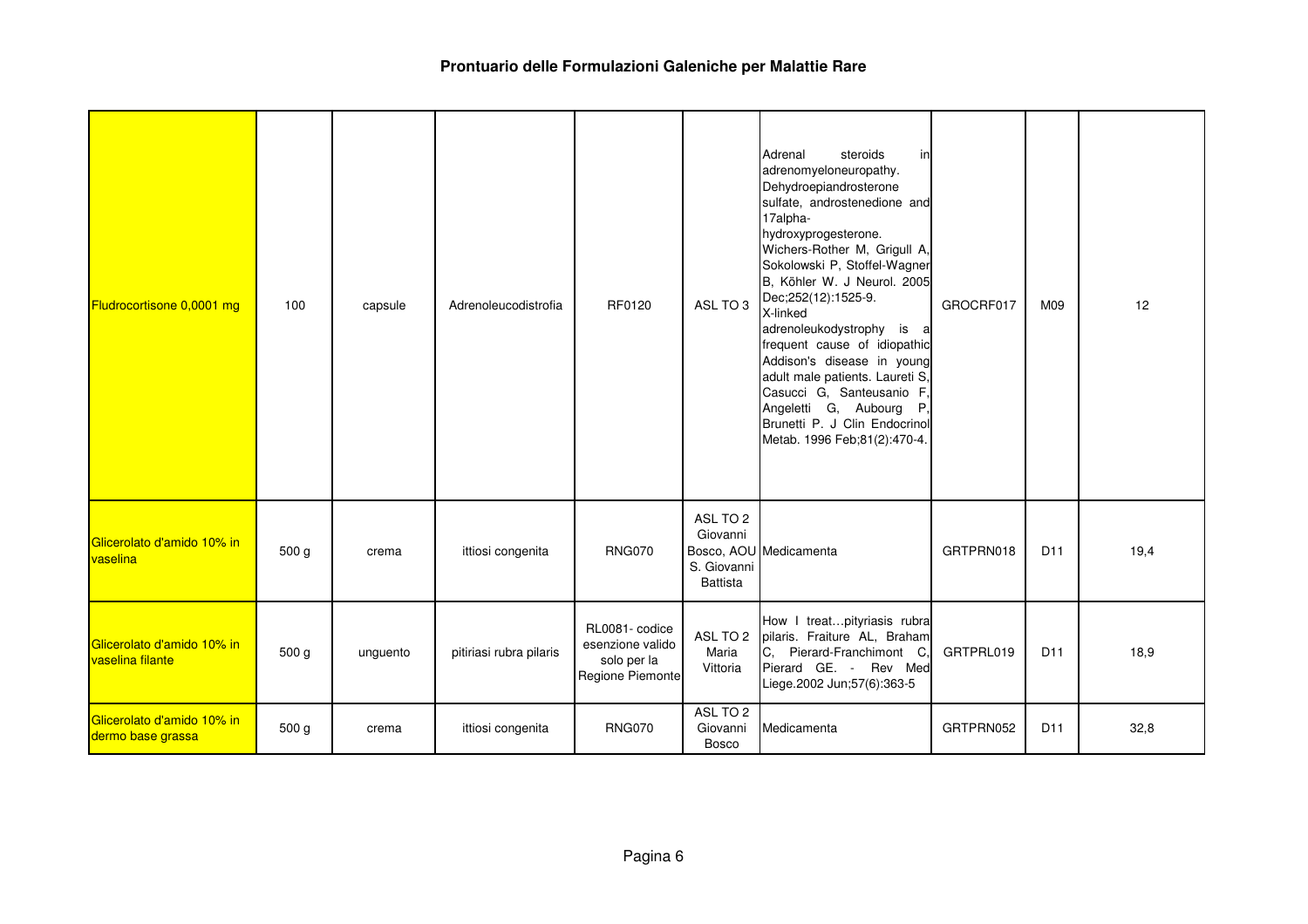# Prontuario delle Formulazioni Galeniche per Malattie Rare

| | | | | | | | | | |
|---|---|---|---|---|---|---|---|---|---|
| Fludrocortisone 0,0001 mg | 100 | capsule | Adrenoleucodistrofia | RF0120 | ASL TO 3 | Adrenal steroids in adrenomyeloneuropathy. Dehydroepiandrosterone sulfate, androstenedione and 17alpha-hydroxyprogesterone. Wichers-Rother M, Grigull A, Sokolowski P, Stoffel-Wagner B, Köhler W. J Neurol. 2005 Dec;252(12):1525-9. X-linked adrenoleukodystrophy is a frequent cause of idiopathic Addison's disease in young adult male patients. Laureti S, Casucci G, Santeusanio F, Angeletti G, Aubourg P, Brunetti P. J Clin Endocrinol Metab. 1996 Feb;81(2):470-4. | GROCRF017 | M09 | 12 |
| Glicerolato d'amido 10% in vaselina | 500 g | crema | ittiosi congenita | RNG070 | ASL TO 2 Giovanni Bosco, AOU S. Giovanni Battista | Medicamenta | GRTPRN018 | D11 | 19,4 |
| Glicerolato d'amido 10% in vaselina filante | 500 g | unguento | pitiriasi rubra pilaris | RL0081- codice esenzione valido solo per la Regione Piemonte | ASL TO 2 Maria Vittoria | How I treat…pityriasis rubra pilaris. Fraiture AL, Braham C, Pierard-Franchimont C, Pierard GE. - Rev Med Liege.2002 Jun;57(6):363-5 | GRTPRL019 | D11 | 18,9 |
| Glicerolato d'amido 10% in dermo base grassa | 500 g | crema | ittiosi congenita | RNG070 | ASL TO 2 Giovanni Bosco | Medicamenta | GRTPRN052 | D11 | 32,8 |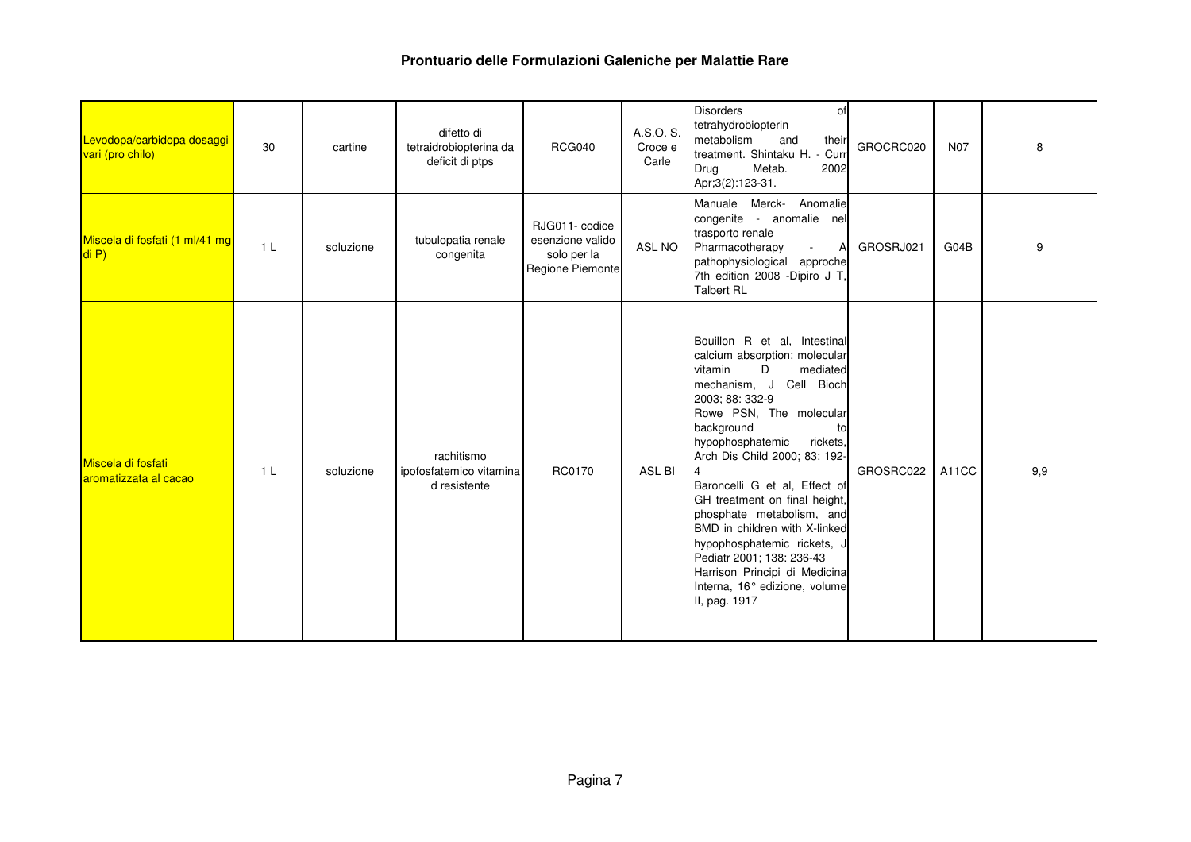# Prontuario delle Formulazioni Galeniche per Malattie Rare

| | | | | | | | | | |
|---|---|---|---|---|---|---|---|---|---|
| Levodopa/carbidopa dosaggi vari (pro chilo) | 30 | cartine | difetto di tetraidrobiopterina da deficit di ptps | RCG040 | A.S.O. S. Croce e Carle | Disorders of tetrahydrobiopterin metabolism and their treatment. Shintaku H. - Curr Drug Metab. 2002 Apr;3(2):123-31. | GROCRC020 | N07 | 8 |
| Miscela di fosfati (1 ml/41 mg di P) | 1 L | soluzione | tubulopatia renale congenita | RJG011- codice esenzione valido solo per la Regione Piemonte | ASL NO | Manuale Merck- Anomalie congenite - anomalie nel trasporto renale Pharmacotherapy - A pathophysiological approche 7th edition 2008 -Dipiro J T, Talbert RL | GROSRJ021 | G04B | 9 |
| Miscela di fosfati aromatizzata al cacao | 1 L | soluzione | rachitismo ipofosfatemico vitamina d resistente | RC0170 | ASL BI | Bouillon R et al, Intestinal calcium absorption: molecular vitamin D mediated mechanism, J Cell Bioch 2003; 88: 332-9 Rowe PSN, The molecular background to hypophosphatemic rickets, Arch Dis Child 2000; 83: 192-4 Baroncelli G et al, Effect of GH treatment on final height, phosphate metabolism, and BMD in children with X-linked hypophosphatemic rickets, J Pediatr 2001; 138: 236-43 Harrison Principi di Medicina Interna, 16° edizione, volume II, pag. 1917 | GROSRC022 | A11CC | 9,9 |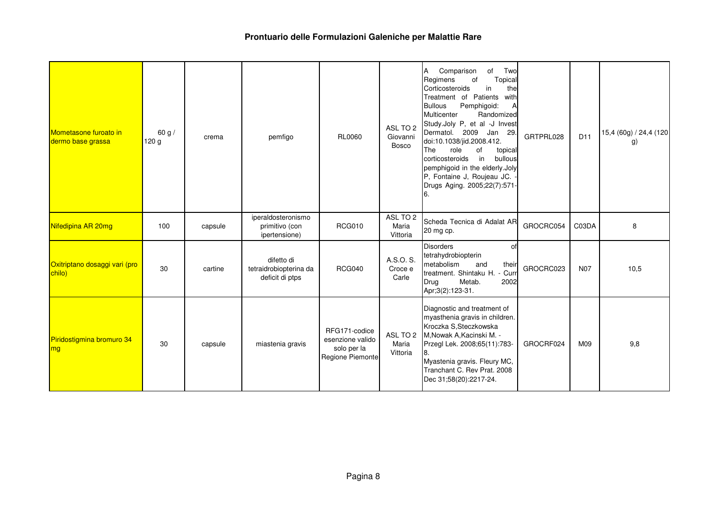# Prontuario delle Formulazioni Galeniche per Malattie Rare

| | | | | | | | | | |
|---|---|---|---|---|---|---|---|---|---|
| Mometasone furoato in dermo base grassa | 60 g / 120 g | crema | pemfigo | RL0060 | ASL TO 2 Giovanni Bosco | A Comparison of Two Regimens of Topical Corticosteroids in the Treatment of Patients with Bullous Pemphigoid: A Multicenter Randomized Study.Joly P, et al -J Invest Dermatol. 2009 Jan 29. doi:10.1038/jid.2008.412. The role of topical corticosteroids in bullous pemphigoid in the elderly.Joly P, Fontaine J, Roujeau JC. - Drugs Aging. 2005;22(7):571-6. | GRTPRL028 | D11 | 15,4 (60g) / 24,4 (120 g) |
| Nifedipina AR 20mg | 100 | capsule | iperaldosteronismo primitivo (con ipertensione) | RCG010 | ASL TO 2 Maria Vittoria | Scheda Tecnica di Adalat AR 20 mg cp. | GROCRC054 | C03DA | 8 |
| Oxitriptano dosaggi vari (pro chilo) | 30 | cartine | difetto di tetraidrobiopterina da deficit di ptps | RCG040 | A.S.O. S. Croce e Carle | Disorders of tetrahydrobiopterin metabolism and their treatment. Shintaku H. - Curr Drug Metab. 2002 Apr;3(2):123-31. | GROCRC023 | N07 | 10,5 |
| Piridostigmina bromuro 34 mg | 30 | capsule | miastenia gravis | RFG171-codice esenzione valido solo per la Regione Piemonte | ASL TO 2 Maria Vittoria | Diagnostic and treatment of myasthenia gravis in children. Kroczka S,Steczkowska M,Nowak A,Kacinski M. - Przegl Lek. 2008;65(11):783-8. Myastenia gravis. Fleury MC, Tranchant C. Rev Prat. 2008 Dec 31;58(20):2217-24. | GROCRF024 | M09 | 9,8 |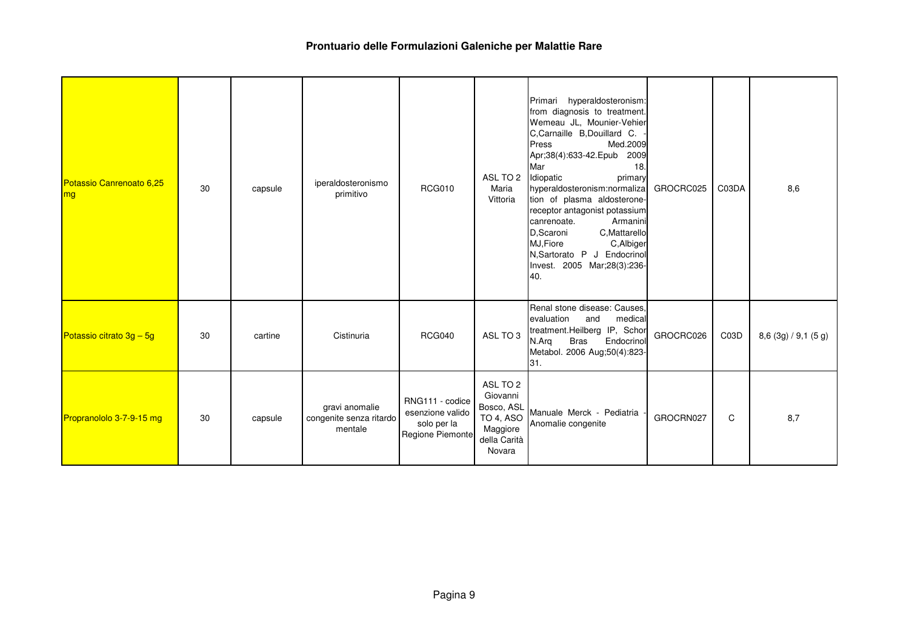**Prontuario delle Formulazioni Galeniche per Malattie Rare**

| | | | | | | | | | |
|---|---|---|---|---|---|---|---|---|---|
| Potassio Canrenoato 6,25 mg | 30 | capsule | iperaldosteronismo primitivo | RCG010 | ASL TO 2 Maria Vittoria | Primari hyperaldosteronism: from diagnosis to treatment. Wemeau JL, Mounier-Vehier C,Carnaille B,Douillard C. - Press Med.2009 Apr;38(4):633-42.Epub 2009 Mar 18. Idiopatic primary hyperaldosteronism:normalization of plasma aldosterone-receptor antagonist potassium canrenoate. Armanini D,Scaroni C,Mattarello MJ,Fiore C,Albiger N,Sartorato P J Endocrinol Invest. 2005 Mar;28(3):236-40. | GROCRC025 | C03DA | 8,6 |
| Potassio citrato 3g – 5g | 30 | cartine | Cistinuria | RCG040 | ASL TO 3 | Renal stone disease: Causes, evaluation and medical treatment.Heilberg IP, Schor N.Arq Bras Endocrinol Metabol. 2006 Aug;50(4):823-31. | GROCRC026 | C03D | 8,6 (3g) / 9,1 (5 g) |
| Propranololo 3-7-9-15 mg | 30 | capsule | gravi anomalie congenite senza ritardo mentale | RNG111 - codice esenzione valido solo per la Regione Piemonte | ASL TO 2 Giovanni Bosco, ASL TO 4, ASO Maggiore della Carità Novara | Manuale Merck - Pediatria - Anomalie congenite | GROCRN027 | C | 8,7 |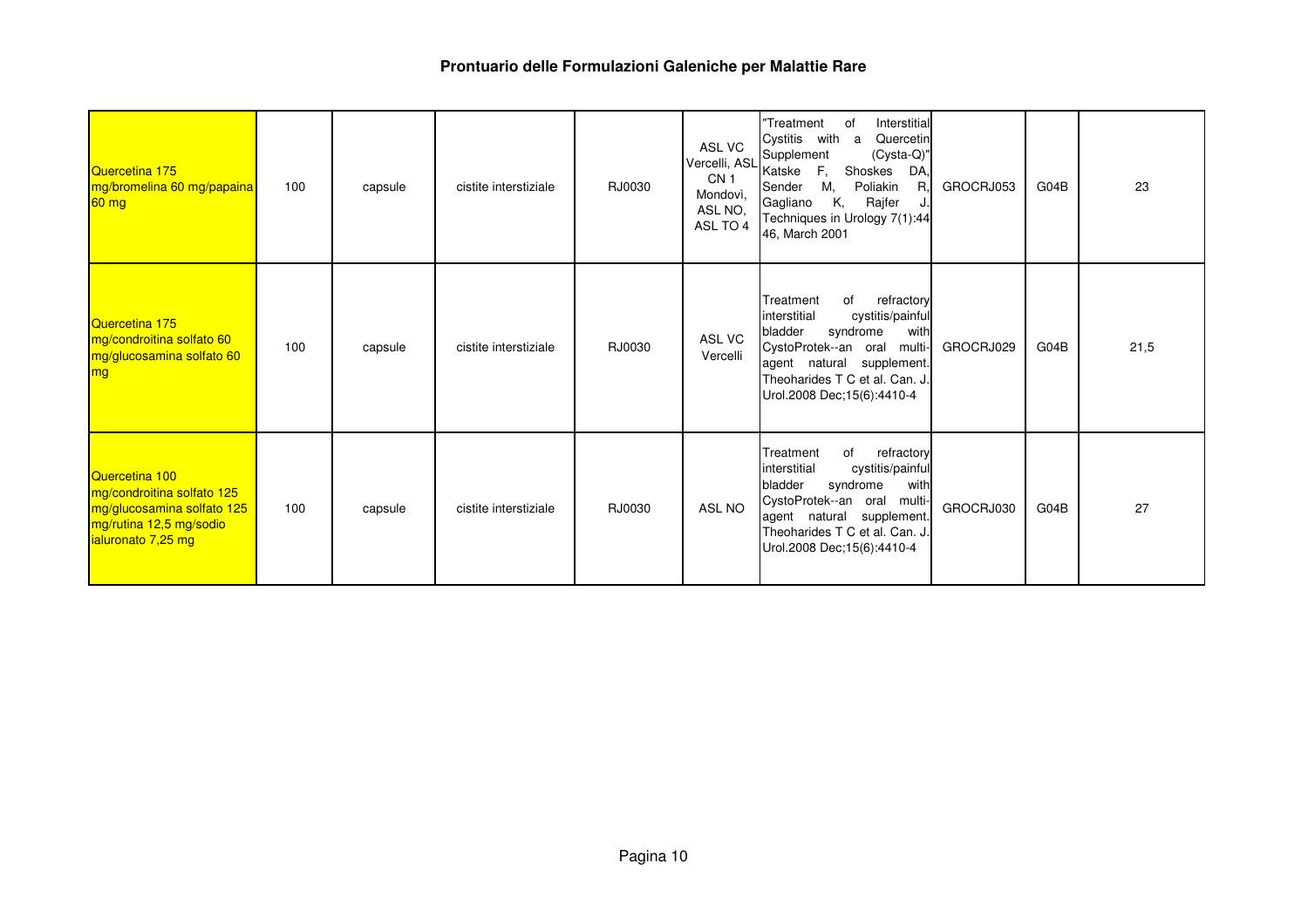# Prontuario delle Formulazioni Galeniche per Malattie Rare

| | | | | | | | | | |
|---|---|---|---|---|---|---|---|---|---|
| Quercetina 175 mg/bromelina 60 mg/papaina 60 mg | 100 | capsule | cistite interstiziale | RJ0030 | ASL VC Vercelli, ASL CN 1 Mondovì, ASL NO, ASL TO 4 | "Treatment of Interstitial Cystitis with a Quercetin Supplement (Cysta-Q)" Katske F, Shoskes DA, Sender M, Poliakin R, Gagliano K, Rajfer J. Techniques in Urology 7(1):44 46, March 2001 | GROCRJ053 | G04B | 23 |
| Quercetina 175 mg/condroitina solfato 60 mg/glucosamina solfato 60 mg | 100 | capsule | cistite interstiziale | RJ0030 | ASL VC Vercelli | Treatment of refractory interstitial cystitis/painful bladder syndrome with CystoProtek--an oral multi-agent natural supplement. Theoharides T C et al. Can. J. Urol.2008 Dec;15(6):4410-4 | GROCRJ029 | G04B | 21,5 |
| Quercetina 100 mg/condroitina solfato 125 mg/glucosamina solfato 125 mg/rutina 12,5 mg/sodio ialuronato 7,25 mg | 100 | capsule | cistite interstiziale | RJ0030 | ASL NO | Treatment of refractory interstitial cystitis/painful bladder syndrome with CystoProtek--an oral multi-agent natural supplement. Theoharides T C et al. Can. J. Urol.2008 Dec;15(6):4410-4 | GROCRJ030 | G04B | 27 |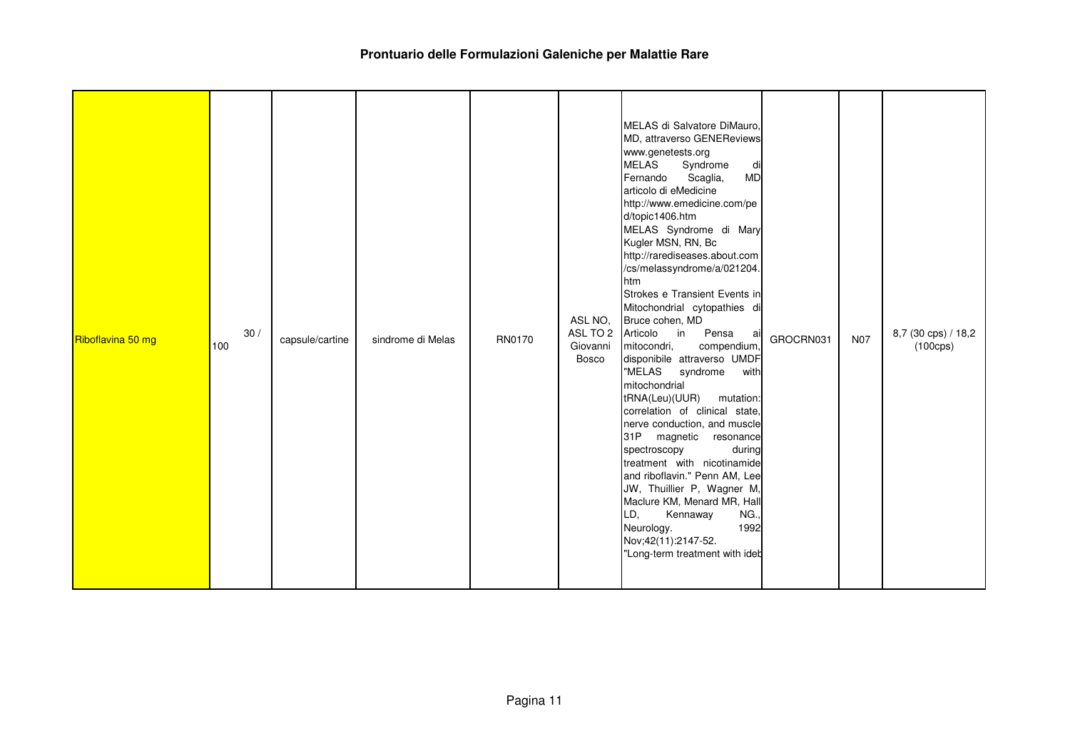# Prontuario delle Formulazioni Galeniche per Malattie Rare

| | | | | | | | | | |
|---|---|---|---|---|---|---|---|---|---|
| Riboflavina 50 mg | 30 / 100 | capsule/cartine | sindrome di Melas | RN0170 | ASL NO, ASL TO 2 Giovanni Bosco | MELAS di Salvatore DiMauro, MD, attraverso GENEReviews www.genetests.org MELAS Syndrome di Fernando Scaglia, MD articolo di eMedicine http://www.emedicine.com/ped/topic1406.htm MELAS Syndrome di Mary Kugler MSN, RN, Bc http://rarediseases.about.com/cs/melassyndrome/a/021204.htm Strokes e Transient Events in Mitochondrial cytopathies di Bruce cohen, MD Articolo in Pensa ai mitocondri, compendium, disponibile attraverso UMDF "MELAS syndrome with mitochondrial tRNA(Leu)(UUR) mutation: correlation of clinical state, nerve conduction, and muscle 31P magnetic resonance spectroscopy during treatment with nicotinamide and riboflavin." Penn AM, Lee JW, Thuillier P, Wagner M, Maclure KM, Menard MR, Hall LD, Kennaway NG., Neurology. 1992 Nov;42(11):2147-52. "Long-term treatment with ideb | GROCRN031 | N07 | 8,7 (30 cps) / 18,2 (100cps) |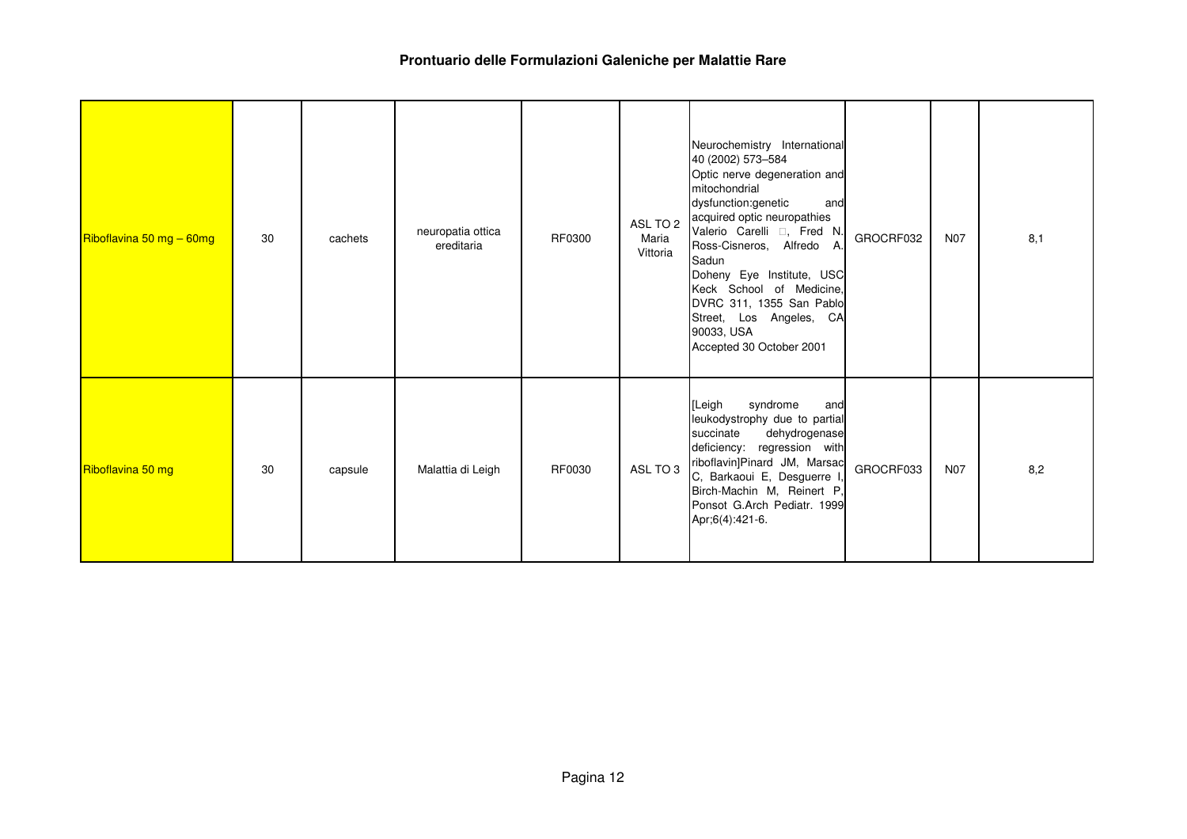## Prontuario delle Formulazioni Galeniche per Malattie Rare

| | | | | | | | | | |
|---|---|---|---|---|---|---|---|---|---|
| Riboflavina 50 mg – 60mg | 30 | cachets | neuropatia ottica ereditaria | RF0300 | ASL TO 2 Maria Vittoria | Neurochemistry International 40 (2002) 573–584 Optic nerve degeneration and mitochondrial dysfunction:genetic and acquired optic neuropathies Valerio Carelli □, Fred N. Ross-Cisneros, Alfredo A. Sadun Doheny Eye Institute, USC Keck School of Medicine, DVRC 311, 1355 San Pablo Street, Los Angeles, CA 90033, USA Accepted 30 October 2001 | GROCRF032 | N07 | 8,1 |
| Riboflavina 50 mg | 30 | capsule | Malattia di Leigh | RF0030 | ASL TO 3 | [Leigh syndrome and leukodystrophy due to partial succinate dehydrogenase deficiency: regression with riboflavin]Pinard JM, Marsac C, Barkaoui E, Desguerre I, Birch-Machin M, Reinert P, Ponsot G.Arch Pediatr. 1999 Apr;6(4):421-6. | GROCRF033 | N07 | 8,2 |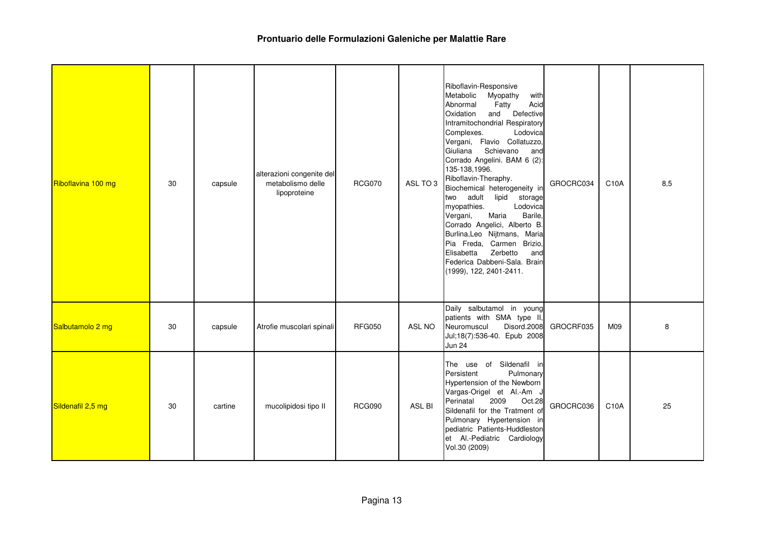# Prontuario delle Formulazioni Galeniche per Malattie Rare

| | | | | | | | | | |
|---|---|---|---|---|---|---|---|---|---|
| Riboflavina 100 mg | 30 | capsule | alterazioni congenite del metabolismo delle lipoproteine | RCG070 | ASL TO 3 | Riboflavin-Responsive Metabolic Myopathy with Abnormal Fatty Acid Oxidation and Defective Intramitochondrial Respiratory Complexes. Lodovica Vergani, Flavio Collatuzzo, Giuliana Schievano and Corrado Angelini. BAM 6 (2): 135-138,1996. Riboflavin-Theraphy. Biochemical heterogeneity in two adult lipid storage myopathies. Lodovica Vergani, Maria Barile, Corrado Angelici, Alberto B. Burlina,Leo Nijtmans, Maria Pia Freda, Carmen Brizio, Elisabetta Zerbetto and Federica Dabbeni-Sala. Brain (1999), 122, 2401-2411. | GROCRC034 | C10A | 8,5 |
| Salbutamolo 2 mg | 30 | capsule | Atrofie muscolari spinali | RFG050 | ASL NO | Daily salbutamol in young patients with SMA type II, Neuromuscul Disord.2008 Jul;18(7):536-40. Epub 2008 Jun 24 | GROCRF035 | M09 | 8 |
| Sildenafil 2,5 mg | 30 | cartine | mucolipidosi tipo II | RCG090 | ASL BI | The use of Sildenafil in Persistent Pulmonary Hypertension of the Newborn Vargas-Origel et Al.-Am J Perinatal 2009 Oct.28 Sildenafil for the Tratment of Pulmonary Hypertension in pediatric Patients-Huddleston et Al.-Pediatric Cardiology Vol.30 (2009) | GROCRC036 | C10A | 25 |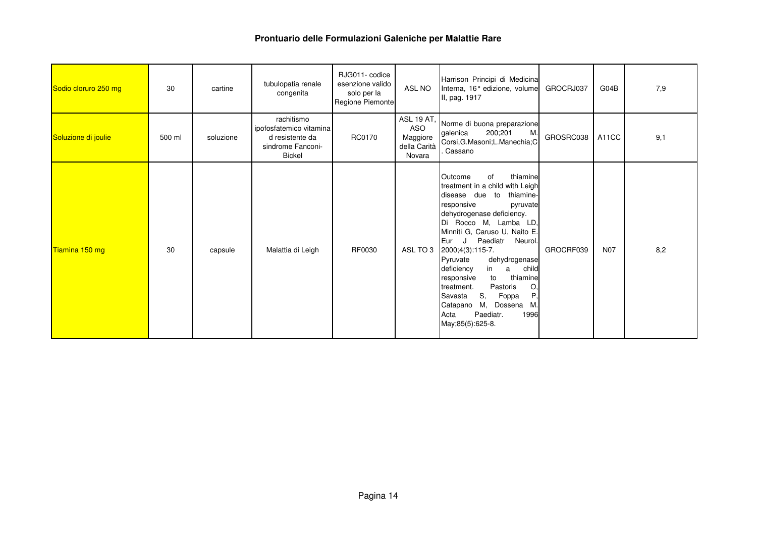# Prontuario delle Formulazioni Galeniche per Malattie Rare

| | | | | | | | | | |
|---|---|---|---|---|---|---|---|---|---|
| Sodio cloruro 250 mg | 30 | cartine | tubulopatia renale congenita | RJG011- codice esenzione valido solo per la Regione Piemonte | ASL NO | Harrison Principi di Medicina Interna, 16° edizione, volume II, pag. 1917 | GROCRJ037 | G04B | 7,9 |
| Soluzione di joulie | 500 ml | soluzione | rachitismo ipofosfatemico vitamina d resistente da sindrome Fanconi-Bickel | RC0170 | ASL 19 AT, ASO Maggiore della Carità Novara | Norme di buona preparazione galenica 200;201 M. Corsi,G.Masoni;L.Manechia;C. Cassano | GROSRC038 | A11CC | 9,1 |
| Tiamina 150 mg | 30 | capsule | Malattia di Leigh | RF0030 | ASL TO 3 | Outcome of thiamine treatment in a child with Leigh disease due to thiamine-responsive pyruvate dehydrogenase deficiency. Di Rocco M, Lamba LD, Minniti G, Caruso U, Naito E. Eur J Paediatr Neurol. 2000;4(3):115-7. Pyruvate dehydrogenase deficiency in a child responsive to thiamine treatment. Pastoris O, Savasta S, Foppa P, Catapano M, Dossena M. Acta Paediatr. 1996 May;85(5):625-8. | GROCRF039 | N07 | 8,2 |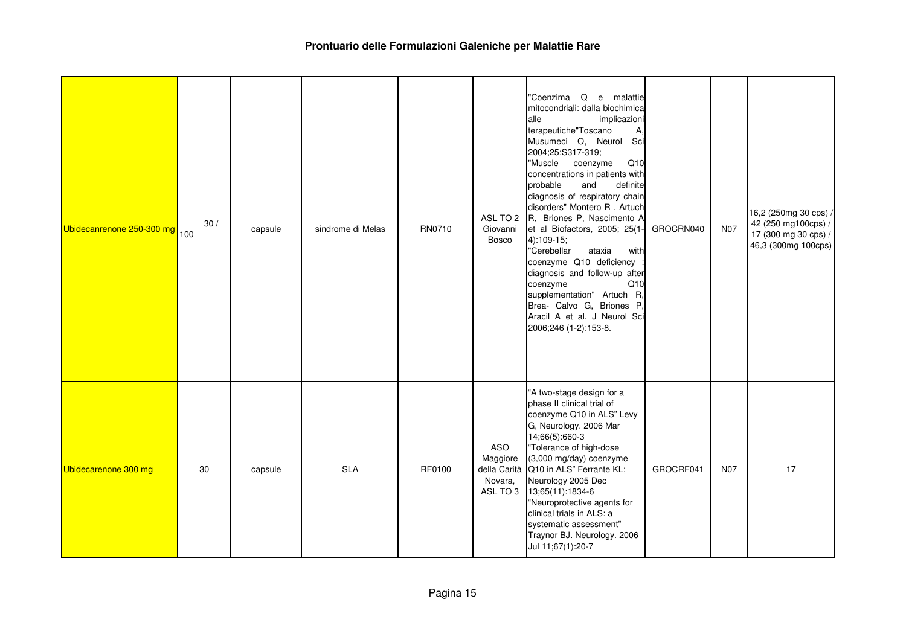# Prontuario delle Formulazioni Galeniche per Malattie Rare

| | | | | | | | | | |
|---|---|---|---|---|---|---|---|---|---|
| Ubidecanrenone 250-300 mg | 30 / 100 | capsule | sindrome di Melas | RN0710 | ASL TO 2 Giovanni Bosco | "Coenzima Q e malattie mitocondriali: dalla biochimica alle implicazioni terapeutiche"Toscano A, Musumeci O, Neurol Sci 2004;25:S317-319; "Muscle coenzyme Q10 concentrations in patients with probable and definite diagnosis of respiratory chain disorders" Montero R , Artuch R, Briones P, Nascimento A et al Biofactors, 2005; 25(1-4):109-15; "Cerebellar ataxia with coenzyme Q10 deficiency : diagnosis and follow-up after coenzyme Q10 supplementation" Artuch R, Brea- Calvo G, Briones P, Aracil A et al. J Neurol Sci 2006;246 (1-2):153-8. | GROCRN040 | N07 | 16,2 (250mg 30 cps) / 42 (250 mg100cps) / 17 (300 mg 30 cps) / 46,3 (300mg 100cps) |
| Ubidecarenone 300 mg | 30 | capsule | SLA | RF0100 | ASO Maggiore della Carità Novara, ASL TO 3 | "A two-stage design for a phase II clinical trial of coenzyme Q10 in ALS" Levy G, Neurology. 2006 Mar 14;66(5):660-3 "Tolerance of high-dose (3,000 mg/day) coenzyme Q10 in ALS" Ferrante KL; Neurology 2005 Dec 13;65(11):1834-6 "Neuroprotective agents for clinical trials in ALS: a systematic assessment" Traynor BJ. Neurology. 2006 Jul 11;67(1):20-7 | GROCRF041 | N07 | 17 |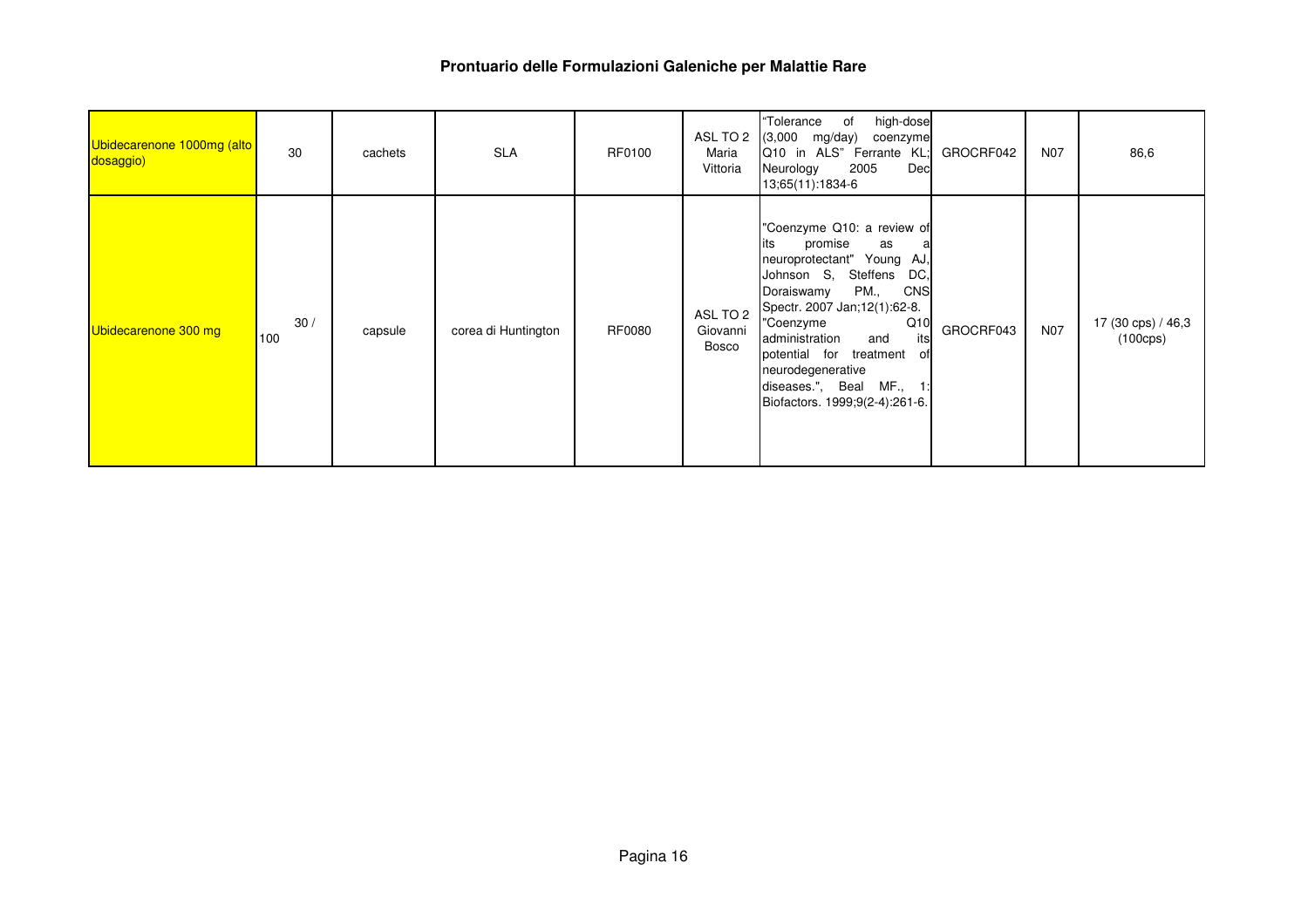## Prontuario delle Formulazioni Galeniche per Malattie Rare

| | | | | | | | | | |
|---|---|---|---|---|---|---|---|---|---|
| Ubidecarenone 1000mg (alto dosaggio) | 30 | cachets | SLA | RF0100 | ASL TO 2 Maria Vittoria | "Tolerance of high-dose (3,000 mg/day) coenzyme Q10 in ALS" Ferrante KL; Neurology 2005 Dec 13;65(11):1834-6 | GROCRF042 | N07 | 86,6 |
| Ubidecarenone 300 mg | 30 / 100 | capsule | corea di Huntington | RF0080 | ASL TO 2 Giovanni Bosco | "Coenzyme Q10: a review of its promise as a neuroprotectant" Young AJ, Johnson S, Steffens DC, Doraiswamy PM., CNS Spectr. 2007 Jan;12(1):62-8. "Coenzyme Q10 administration and its potential for treatment of neurodegenerative diseases.", Beal MF., 1: Biofactors. 1999;9(2-4):261-6. | GROCRF043 | N07 | 17 (30 cps) / 46,3 (100cps) |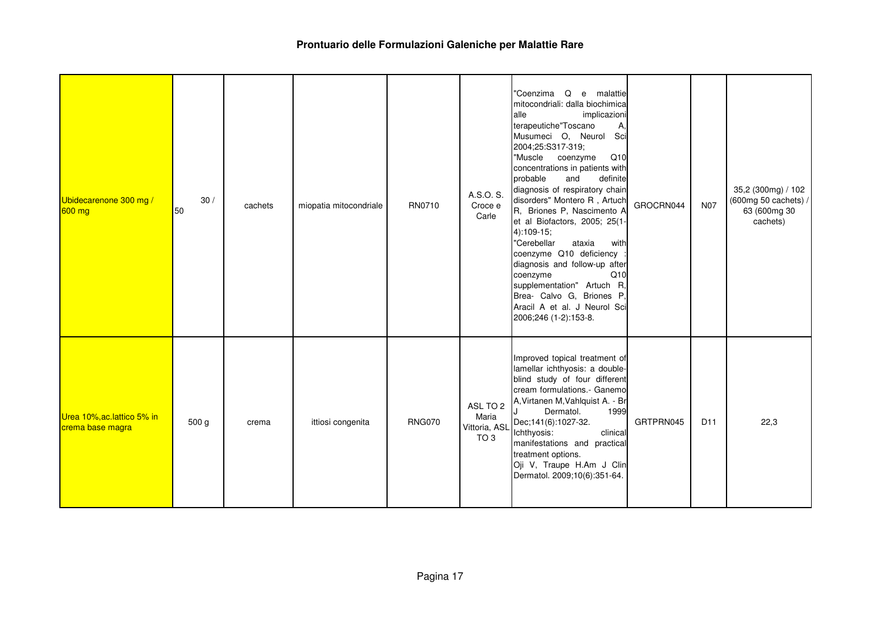# Prontuario delle Formulazioni Galeniche per Malattie Rare

| | | | | | | | | | |
|---|---|---|---|---|---|---|---|---|---|
| Ubidecarenone 300 mg / 600 mg | 30 / 50 | cachets | miopatia mitocondriale | RN0710 | A.S.O. S. Croce e Carle | "Coenzima Q e malattie mitocondriali: dalla biochimica alle implicazioni terapeutiche"Toscano A, Musumeci O, Neurol Sci 2004;25:S317-319; "Muscle coenzyme Q10 concentrations in patients with probable and definite diagnosis of respiratory chain disorders" Montero R , Artuch R, Briones P, Nascimento A et al Biofactors, 2005; 25(1-4):109-15; "Cerebellar ataxia with coenzyme Q10 deficiency : diagnosis and follow-up after coenzyme Q10 supplementation" Artuch R, Brea- Calvo G, Briones P, Aracil A et al. J Neurol Sci 2006;246 (1-2):153-8. | GROCRN044 | N07 | 35,2 (300mg) / 102 (600mg 50 cachets) / 63 (600mg 30 cachets) |
| Urea 10%,ac.lattico 5% in crema base magra | 500 g | crema | ittiosi congenita | RNG070 | ASL TO 2 Maria Vittoria, ASL TO 3 | Improved topical treatment of lamellar ichthyosis: a double-blind study of four different cream formulations.- Ganemo A,Virtanen M,Vahlquist A. - Br J Dermatol. 1999 Dec;141(6):1027-32. Ichthyosis: clinical manifestations and practical treatment options. Oji V, Traupe H.Am J Clin Dermatol. 2009;10(6):351-64. | GRTPRN045 | D11 | 22,3 |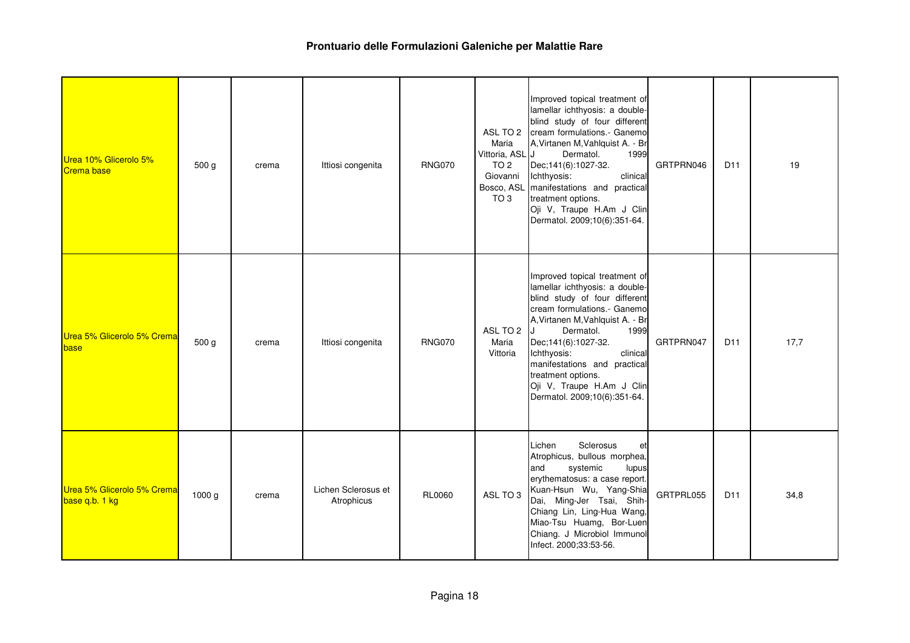# Prontuario delle Formulazioni Galeniche per Malattie Rare

| | | | | | | | | | |
|---|---|---|---|---|---|---|---|---|---|
| Urea 10% Glicerolo 5% Crema base | 500 g | crema | Ittiosi congenita | RNG070 | ASL TO 2 Maria Vittoria, ASL TO 2 Giovanni Bosco, ASL TO 3 | Improved topical treatment of lamellar ichthyosis: a double-blind study of four different cream formulations.- Ganemo A,Virtanen M,Vahlquist A. - Br J Dermatol. 1999 Dec;141(6):1027-32. Ichthyosis: clinical manifestations and practical treatment options. Oji V, Traupe H.Am J Clin Dermatol. 2009;10(6):351-64. | GRTPRN046 | D11 | 19 |
| Urea 5% Glicerolo 5% Crema base | 500 g | crema | Ittiosi congenita | RNG070 | ASL TO 2 Maria Vittoria | Improved topical treatment of lamellar ichthyosis: a double-blind study of four different cream formulations.- Ganemo A,Virtanen M,Vahlquist A. - Br J Dermatol. 1999 Dec;141(6):1027-32. Ichthyosis: clinical manifestations and practical treatment options. Oji V, Traupe H.Am J Clin Dermatol. 2009;10(6):351-64. | GRTPRN047 | D11 | 17,7 |
| Urea 5% Glicerolo 5% Crema base q.b. 1 kg | 1000 g | crema | Lichen Sclerosus et Atrophicus | RL0060 | ASL TO 3 | Lichen Sclerosus et Atrophicus, bullous morphea, and systemic lupus erythematosus: a case report. Kuan-Hsun Wu, Yang-Shia Dai, Ming-Jer Tsai, Shih-Chiang Lin, Ling-Hua Wang, Miao-Tsu Huamg, Bor-Luen Chiang. J Microbiol Immunol Infect. 2000;33:53-56. | GRTPRL055 | D11 | 34,8 |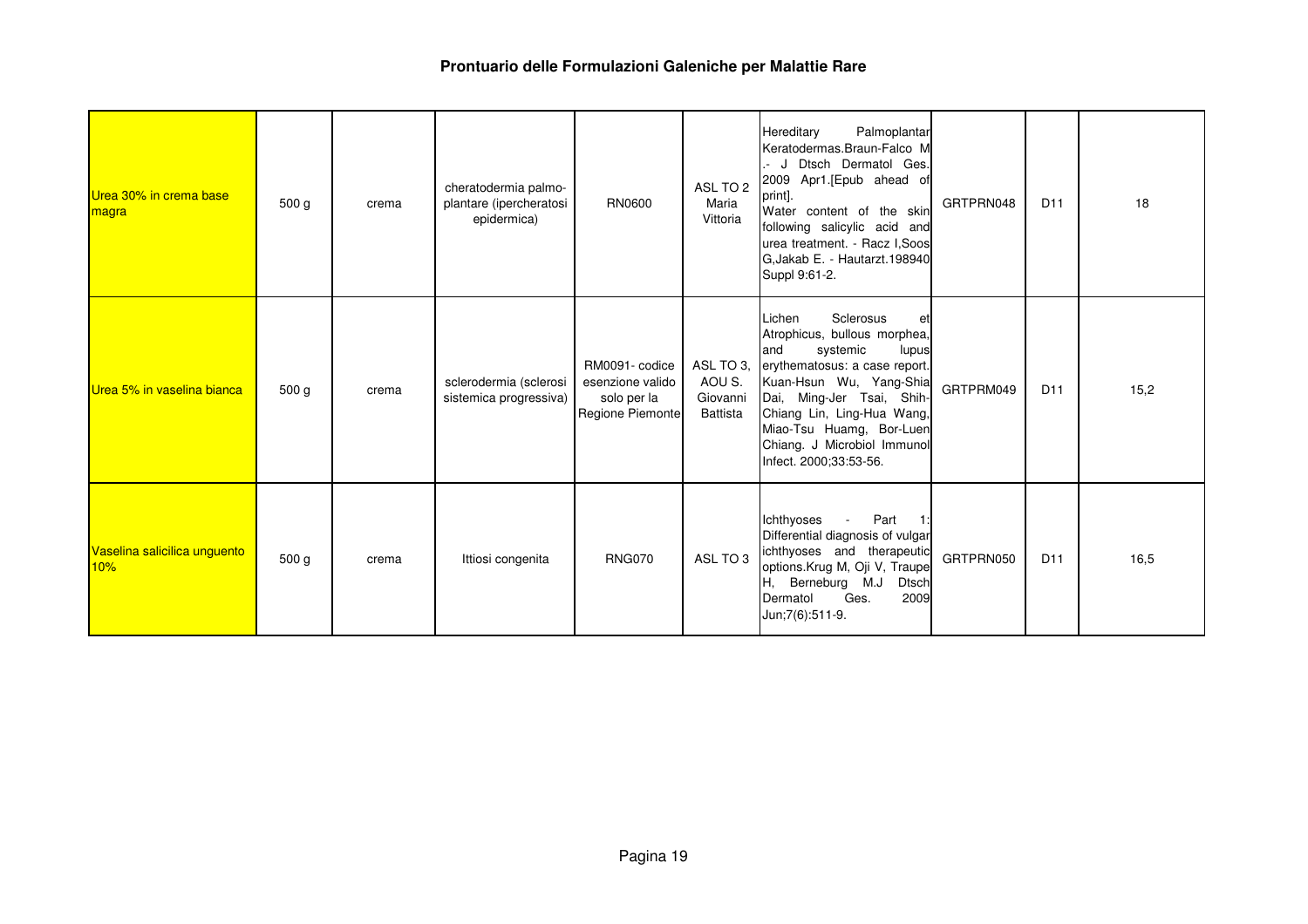# Prontuario delle Formulazioni Galeniche per Malattie Rare

| | | | | | | | | | |
|---|---|---|---|---|---|---|---|---|---|
| Urea 30% in crema base magra | 500 g | crema | cheratodermia palmo-plantare (ipercheratosi epidermica) | RN0600 | ASL TO 2 Maria Vittoria | Hereditary Palmoplantar Keratodermas.Braun-Falco M .- J Dtsch Dermatol Ges. 2009 Apr1.[Epub ahead of print]. Water content of the skin following salicylic acid and urea treatment. - Racz I,Soos G,Jakab E. - Hautarzt.198940 Suppl 9:61-2. | GRTPRN048 | D11 | 18 |
| Urea 5% in vaselina bianca | 500 g | crema | sclerodermia (sclerosi sistemica progressiva) | RM0091- codice esenzione valido solo per la Regione Piemonte | ASL TO 3, AOU S. Giovanni Battista | Lichen Sclerosus et Atrophicus, bullous morphea, and systemic lupus erythematosus: a case report. Kuan-Hsun Wu, Yang-Shia Dai, Ming-Jer Tsai, Shih-Chiang Lin, Ling-Hua Wang, Miao-Tsu Huamg, Bor-Luen Chiang. J Microbiol Immunol Infect. 2000;33:53-56. | GRTPRM049 | D11 | 15,2 |
| Vaselina salicilica unguento 10% | 500 g | crema | Ittiosi congenita | RNG070 | ASL TO 3 | Ichthyoses - Part 1: Differential diagnosis of vulgar ichthyoses and therapeutic options.Krug M, Oji V, Traupe H, Berneburg M.J Dtsch Dermatol Ges. 2009 Jun;7(6):511-9. | GRTPRN050 | D11 | 16,5 |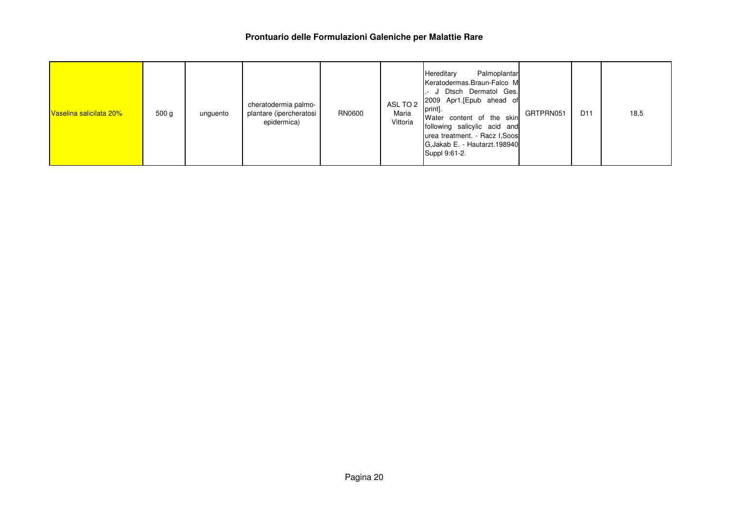**Prontuario delle Formulazioni Galeniche per Malattie Rare**

| | | | | | | | | | |
|---|---|---|---|---|---|---|---|---|---|
| Vaselina salicilata 20% | 500 g | unguento | cheratodermia palmo-plantare (ipercheratosi epidermica) | RN0600 | ASL TO 2 Maria Vittoria | Hereditary Palmoplantar Keratodermas.Braun-Falco M .- J Dtsch Dermatol Ges. 2009 Apr1.[Epub ahead of print]. Water content of the skin following salicylic acid and urea treatment. - Racz I,Soos G,Jakab E. - Hautarzt.198940 Suppl 9:61-2. | GRTPRN051 | D11 | 18,5 |